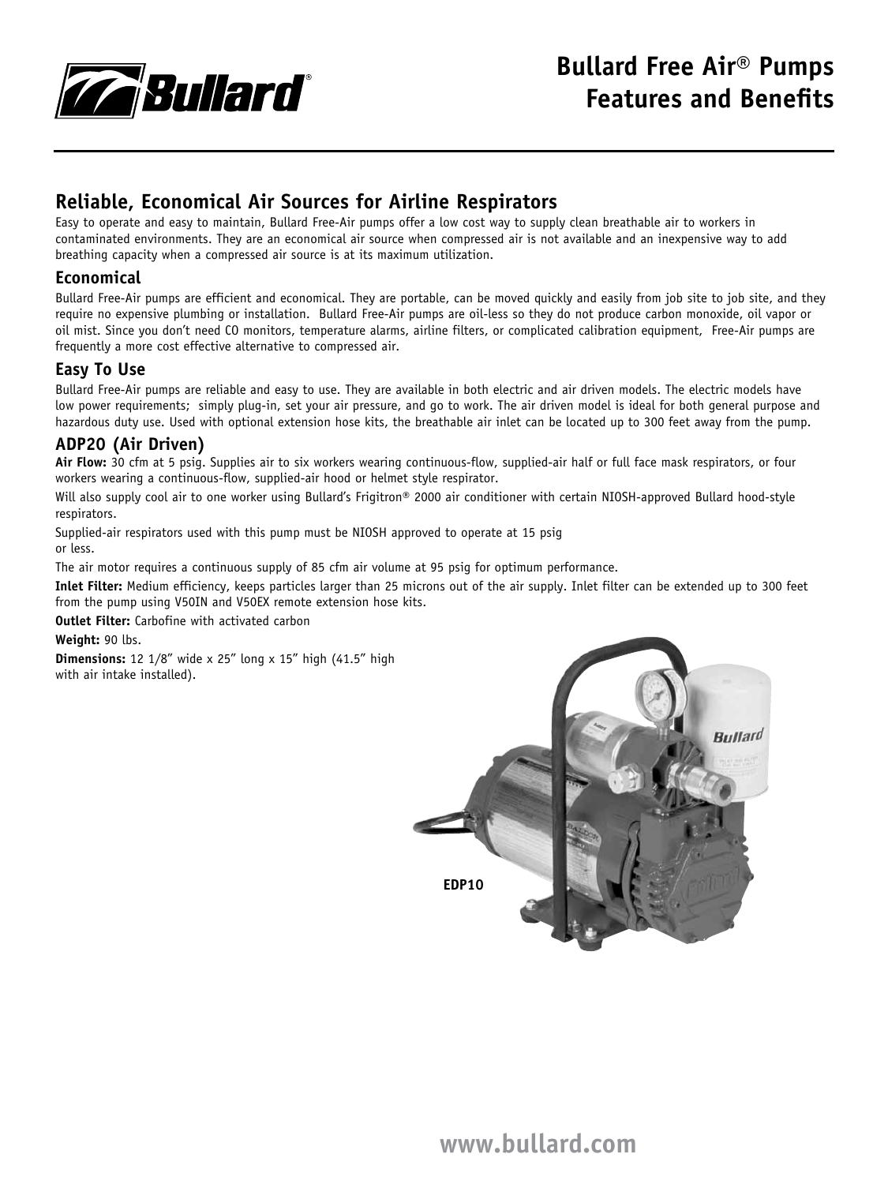# Bullard Free Air® Pumps Features and Benefits

## Reliable, Economical Air Sources for Airline Respirators

Easy to operate and easy to maintain, Bullard Free-Air pumps offer a low cost way to supply clean breathable air to workers in contaminated environments. They are an economical air source when compressed air is not available and an inexpensive way to add breathing capacity when a compressed air source is at its maximum utilization.

### Economical

Bullard Free-Air pumps are efficient and economical. They are portable, can be moved quickly and easily from job site to job site, and they require no expensive plumbing or installation. Bullard Free-Air pumps are oil-less so they do not produce carbon monoxide, oil vapor or oil mist. Since you don't need CO monitors, temperature alarms, airline filters, or complicated calibration equipment, Free-Air pumps are frequently a more cost effective alternative to compressed air.

### Easy To Use

Bullard Free-Air pumps are reliable and easy to use. They are available in both electric and air driven models. The electric models have low power requirements; simply plug-in, set your air pressure, and go to work. The air driven model is ideal for both general purpose and hazardous duty use. Used with optional extension hose kits, the breathable air inlet can be located up to 300 feet away from the pump.

### ADP20 (Air Driven)

**Air Flow:** 30 cfm at 5 psig. Supplies air to six workers wearing continuous-flow, supplied-air half or full face mask respirators, or four workers wearing a continuous-flow, supplied-air hood or helmet style respirator.

Will also supply cool air to one worker using Bullard's Frigitron® 2000 air conditioner with certain NIOSH-approved Bullard hood-style respirators.

Supplied-air respirators used with this pump must be NIOSH approved to operate at 15 psig or less.

The air motor requires a continuous supply of 85 cfm air volume at 95 psig for optimum performance.

**Inlet Filter:** Medium efficiency, keeps particles larger than 25 microns out of the air supply. Inlet filter can be extended up to 300 feet from the pump using V50IN and V50EX remote extension hose kits.

**Outlet Filter:** Carbofine with activated carbon

**Weight:** 90 lbs.

**Dimensions:** 12 1/8" wide x 25" long x 15" high (41.5" high with air intake installed).

EDP10

www.bullard.com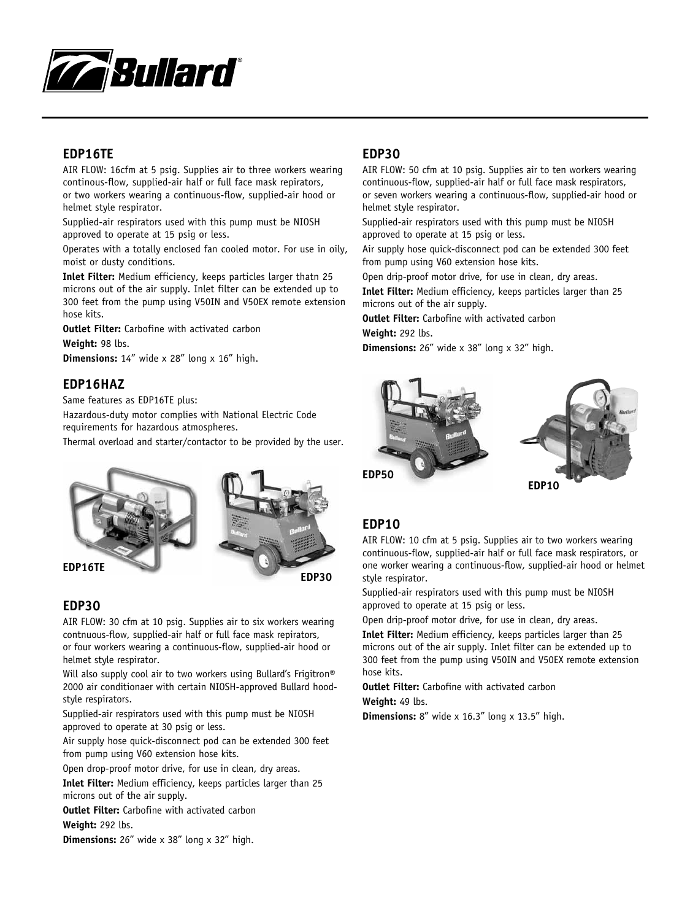## EDP16TE

AIR FLOW: 16cfm at 5 psig. Supplies air to three workers wearing continous-flow, supplied-air half or full face mask repirators, or two workers wearing a continuous-flow, supplied-air hood or helmet style respirator.

Supplied-air respirators used with this pump must be NIOSH approved to operate at 15 psig or less.

Operates with a totally enclosed fan cooled motor. For use in oily, moist or dusty conditions.

**Inlet Filter:** Medium efficiency, keeps particles larger thatn 25 microns out of the air supply. Inlet filter can be extended up to 300 feet from the pump using V50IN and V50EX remote extension hose kits.

**Outlet Filter:** Carbofine with activated carbon

**Weight:** 98 lbs.

**Dimensions:** 14" wide x 28" long x 16" high.

## EDP16HAZ

Same features as EDP16TE plus:

Hazardous-duty motor complies with National Electric Code requirements for hazardous atmospheres.

Thermal overload and starter/contactor to be provided by the user.

EDP16TE

EDP30

## EDP30

AIR FLOW: 30 cfm at 10 psig. Supplies air to six workers wearing contnuous-flow, supplied-air half or full face mask repirators, or four workers wearing a continuous-flow, supplied-air hood or helmet style respirator.

Will also supply cool air to two workers using Bullard's Frigitron® 2000 air conditionaer with certain NIOSH-approved Bullard hood-style respirators.

Supplied-air respirators used with this pump must be NIOSH approved to operate at 30 psig or less.

Air supply hose quick-disconnect pod can be extended 300 feet from pump using V60 extension hose kits.

Open drop-proof motor drive, for use in clean, dry areas.

**Inlet Filter:** Medium efficiency, keeps particles larger than 25 microns out of the air supply.

**Outlet Filter:** Carbofine with activated carbon

**Weight:** 292 lbs.

**Dimensions:** 26" wide x 38" long x 32" high.

## EDP30

AIR FLOW: 50 cfm at 10 psig. Supplies air to ten workers wearing continuous-flow, supplied-air half or full face mask respirators, or seven workers wearing a continuous-flow, supplied-air hood or helmet style respirator.

Supplied-air respirators used with this pump must be NIOSH approved to operate at 15 psig or less.

Air supply hose quick-disconnect pod can be extended 300 feet from pump using V60 extension hose kits.

Open drip-proof motor drive, for use in clean, dry areas.

**Inlet Filter:** Medium efficiency, keeps particles larger than 25 microns out of the air supply.

**Outlet Filter:** Carbofine with activated carbon

**Weight:** 292 lbs.

**Dimensions:** 26" wide x 38" long x 32" high.

EDP50

EDP10

## EDP10

AIR FLOW: 10 cfm at 5 psig. Supplies air to two workers wearing continuous-flow, supplied-air half or full face mask respirators, or one worker wearing a continuous-flow, supplied-air hood or helmet style respirator.

Supplied-air respirators used with this pump must be NIOSH approved to operate at 15 psig or less.

Open drip-proof motor drive, for use in clean, dry areas.

**Inlet Filter:** Medium efficiency, keeps particles larger than 25 microns out of the air supply. Inlet filter can be extended up to 300 feet from the pump using V50IN and V50EX remote extension hose kits.

**Outlet Filter:** Carbofine with activated carbon

**Weight:** 49 lbs.

**Dimensions:** 8" wide x 16.3" long x 13.5" high.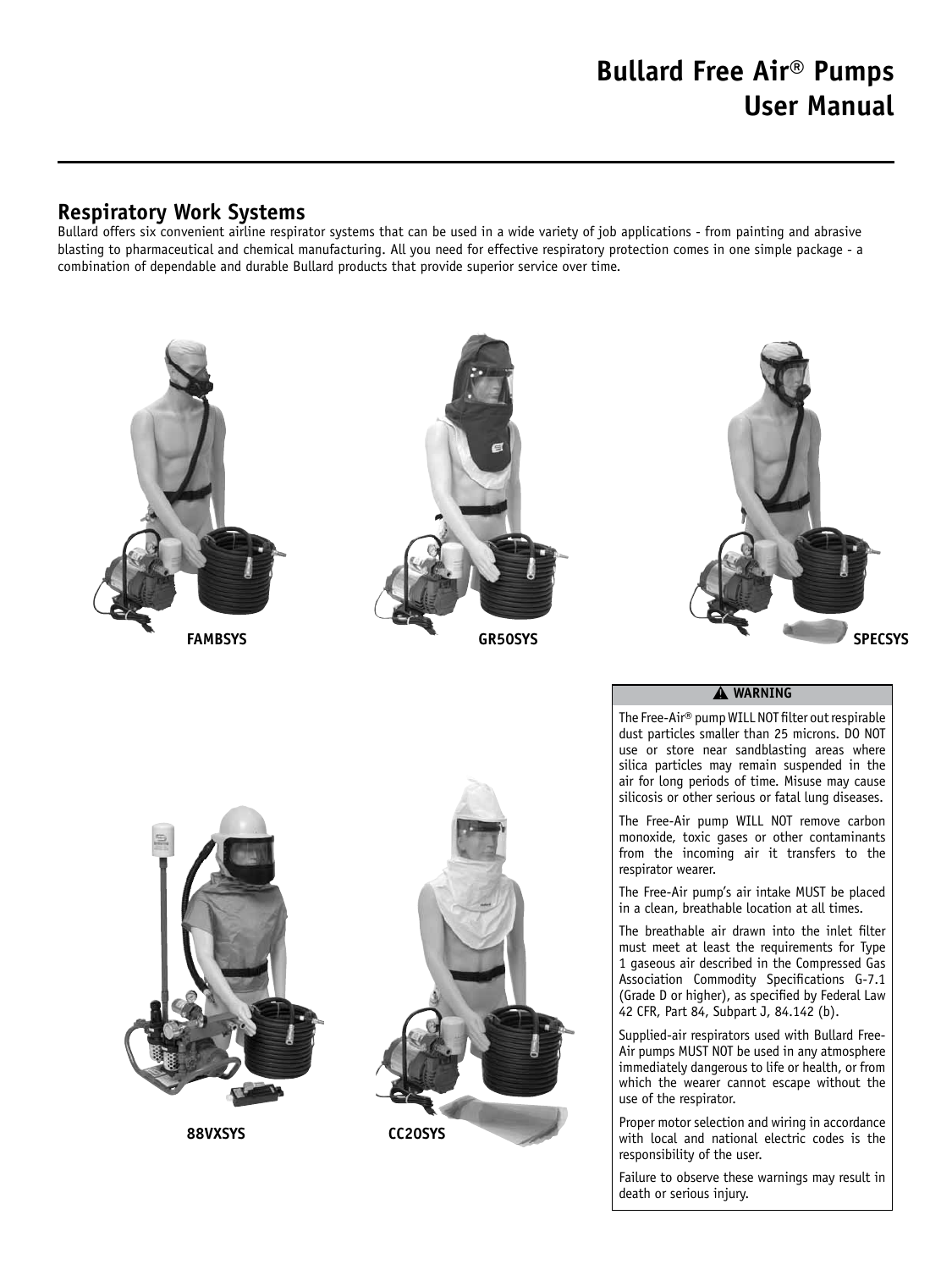# Bullard Free Air® Pumps User Manual

## Respiratory Work Systems

Bullard offers six convenient airline respirator systems that can be used in a wide variety of job applications - from painting and abrasive blasting to pharmaceutical and chemical manufacturing. All you need for effective respiratory protection comes in one simple package - a combination of dependable and durable Bullard products that provide superior service over time.

FAMBSYS

GR50SYS

SPECSYS

88VXSYS

CC20SYS

**⚠ WARNING**

The Free-Air® pump WILL NOT filter out respirable dust particles smaller than 25 microns. DO NOT use or store near sandblasting areas where silica particles may remain suspended in the air for long periods of time. Misuse may cause silicosis or other serious or fatal lung diseases.

The Free-Air pump WILL NOT remove carbon monoxide, toxic gases or other contaminants from the incoming air it transfers to the respirator wearer.

The Free-Air pump's air intake MUST be placed in a clean, breathable location at all times.

The breathable air drawn into the inlet filter must meet at least the requirements for Type 1 gaseous air described in the Compressed Gas Association Commodity Specifications G-7.1 (Grade D or higher), as specified by Federal Law 42 CFR, Part 84, Subpart J, 84.142 (b).

Supplied-air respirators used with Bullard Free-Air pumps MUST NOT be used in any atmosphere immediately dangerous to life or health, or from which the wearer cannot escape without the use of the respirator.

Proper motor selection and wiring in accordance with local and national electric codes is the responsibility of the user.

Failure to observe these warnings may result in death or serious injury.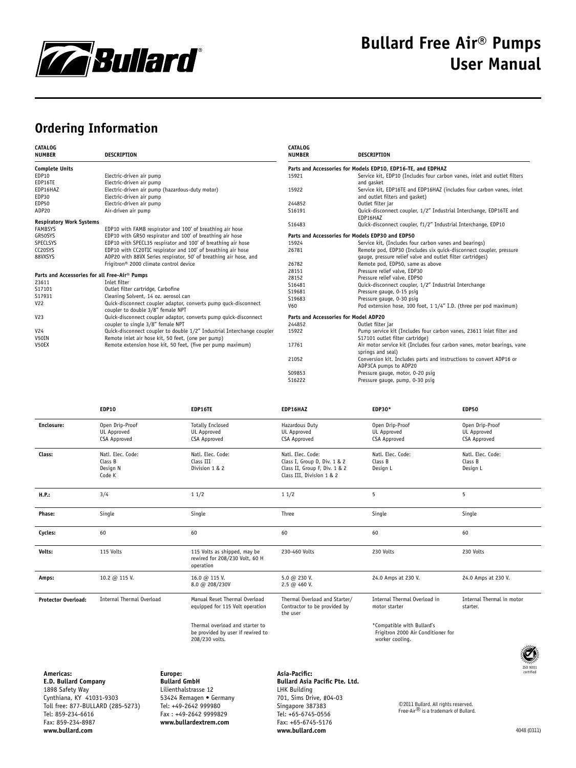# Bullard Free Air® Pumps User Manual

## Ordering Information

| CATALOG NUMBER | DESCRIPTION |
|---|---|
| **Complete Units** | |
| EDP10 | Electric-driven air pump |
| EDP16TE | Electric-driven air pump |
| EDP16HAZ | Electric-driven air pump (hazardous-duty motor) |
| EDP30 | Electric-driven air pump |
| EDP50 | Electric-driven air pump |
| ADP20 | Air-driven air pump |
| **Respiratory Work Systems** | |
| FAMBSYS | EDP10 with FAMB respirator and 100' of breathing air hose |
| GR50SYS | EDP10 with GR50 respirator and 100' of breathing air hose |
| SPECLSYS | EDP10 with SPECL35 respirator and 100' of breathing air hose |
| CC20SYS | EDP10 with CC20TIC respirator and 100' of breathing air hose |
| 88VXSYS | ADP20 with 88VX Series respirator, 50' of breathing air hose, and Frigitron® 2000 climate control device |
| **Parts and Accessories for all Free-Air® Pumps** | |
| 23611 | Inlet filter |
| S17101 | Outlet filter cartridge, Carbofine |
| S17931 | Cleaning Solvent, 14 oz. aerosol can |
| V22 | Quick-disconnect coupler adaptor, converts pump quck-disconnect coupler to double 3/8" female NPT |
| V23 | Quick-disconnect coupler adaptor, converts pump quick-disconnect coupler to single 3/8" female NPT |
| V24 | Quick-disconnect coupler to double 1/2" Industrial Interchange coupler |
| V50IN | Remote inlet air hose kit, 50 feet, (one per pump) |
| V50EX | Remote extension hose kit, 50 feet, (five per pump maximum) |

| CATALOG NUMBER | DESCRIPTION |
|---|---|
| **Parts and Accessories for Models EDP10, EDP16-TE, and EDPHAZ** | |
| 15921 | Service kit, EDP10 (Includes four carbon vanes, inlet and outlet filters and gasket |
| 15922 | Service kit, EDP16TE and EDP16HAZ (includes four carbon vanes, inlet and outlet filters and gasket) |
| 244852 | Outlet filter jar |
| S16191 | Quick-disconnect coupler, 1/2" Industrial Interchange, EDP16TE and EDP16HAZ |
| S16483 | Quick-disconnect coupler, f1/2" Industrial Interchange, EDP10 |
| **Parts and Accessories for Models EDP30 and EDP50** | |
| 15924 | Service kit, (Includes four carbon vanes and bearings) |
| 26781 | Remote pod, EDP30 (Includes six quick-disconnect coupler, pressure gauge, pressure relief valve and outlet filter cartridges) |
| 26782 | Remote pod, EDP50, same as above |
| 28151 | Pressure relief valve, EDP30 |
| 28152 | Pressure relief valve, EDP50 |
| S16481 | Quick-disconnect coupler, 1/2" Industrial Interchange |
| S19681 | Pressure gauge, 0-15 psig |
| S19683 | Pressure gauge, 0-30 psig |
| V60 | Pod extension hose, 100 foot, 1 1/4" I.D. (three per pod maximum) |
| **Parts and Accessories for Model ADP20** | |
| 244852 | Outlet filter jar |
| 15922 | Pump service kit (Includes four carbon vanes, 23611 inlet filter and S17101 outlet filter cartridge) |
| 17761 | Air motor service kit (Includes four carbon vanes, motor bearings, vane springs and seal) |
| 21052 | Conversion kit. Includes parts and instructions to convert ADP16 or ADP3CA pumps to ADP20 |
| S09853 | Pressure gauge, motor, 0-20 psig |
| S16222 | Pressure gauge, pump, 0-30 psig |

| | EDP10 | EDP16TE | EDP16HAZ | EDP30* | EDP50 |
|---|---|---|---|---|---|
| **Enclosure:** | Open Drip-Proof<br>UL Approved<br>CSA Approved | Totally Enclosed<br>UL Approved<br>CSA Approved | Hazardous Duty<br>UL Approved<br>CSA Approved | Open Drip-Proof<br>UL Approved<br>CSA Approved | Open Drip-Proof<br>UL Approved<br>CSA Approved |
| **Class:** | Natl. Elec. Code:<br>Class B<br>Design N<br>Code K | Natl. Elec. Code:<br>Class III<br>Division 1 & 2 | Natl. Elec. Code:<br>Class I, Group D, Div. 1 & 2<br>Class II, Group F, Div. 1 & 2<br>Class III, Division 1 & 2 | Natl. Elec. Code:<br>Class B<br>Design L | Natl. Elec. Code:<br>Class B<br>Design L |
| **H.P.:** | 3/4 | 1 1/2 | 1 1/2 | 5 | 5 |
| **Phase:** | Single | Single | Three | Single | Single |
| **Cycles:** | 60 | 60 | 60 | 60 | 60 |
| **Volts:** | 115 Volts | 115 Volts as shipped, may be rewired for 208/230 Volt, 60 H operation | 230-460 Volts | 230 Volts | 230 Volts |
| **Amps:** | 10.2 @ 115 V. | 16.0 @ 115 V.<br>8.0 @ 208/230V | 5.0 @ 230 V.<br>2.5 @ 460 V. | 24.0 Amps at 230 V. | 24.0 Amps at 230 V. |
| **Protector Overload:** | Internal Thermal Overload | Manual Reset Thermal Overload equipped for 115 Volt operation<br><br>Thermal overload and starter to be provided by user if rewired to 208/230 volts. | Thermal Overload and Starter/ Contractor to be provided by the user | Internal Thermal Overload in motor starter | Internal Thermal in motor starter. |

*Compatible with Bullard's Frigitron 2000 Air Conditioner for worker cooling.

**Americas:**
**E.D. Bullard Company**
1898 Safety Way
Cynthiana, KY 41031-9303
Toll free: 877-BULLARD (285-5273)
Tel: 859-234-6616
Fax: 859-234-8987
**www.bullard.com**

**Europe:**
**Bullard GmbH**
Lilienthalstrasse 12
53424 Remagen • Germany
Tel: +49-2642 999980
Fax : +49-2642 9999829
**www.bullardextrem.com**

**Asia-Pacific:**
**Bullard Asia Pacific Pte. Ltd.**
LHK Building
701, Sims Drive, #04-03
Singapore 387383
Tel: +65-6745-0556
Fax: +65-6745-5176
**www.bullard.com**

ISO 9001 certified

©2011 Bullard. All rights reserved.
Free-Air® is a trademark of Bullard.

4048 (0311)